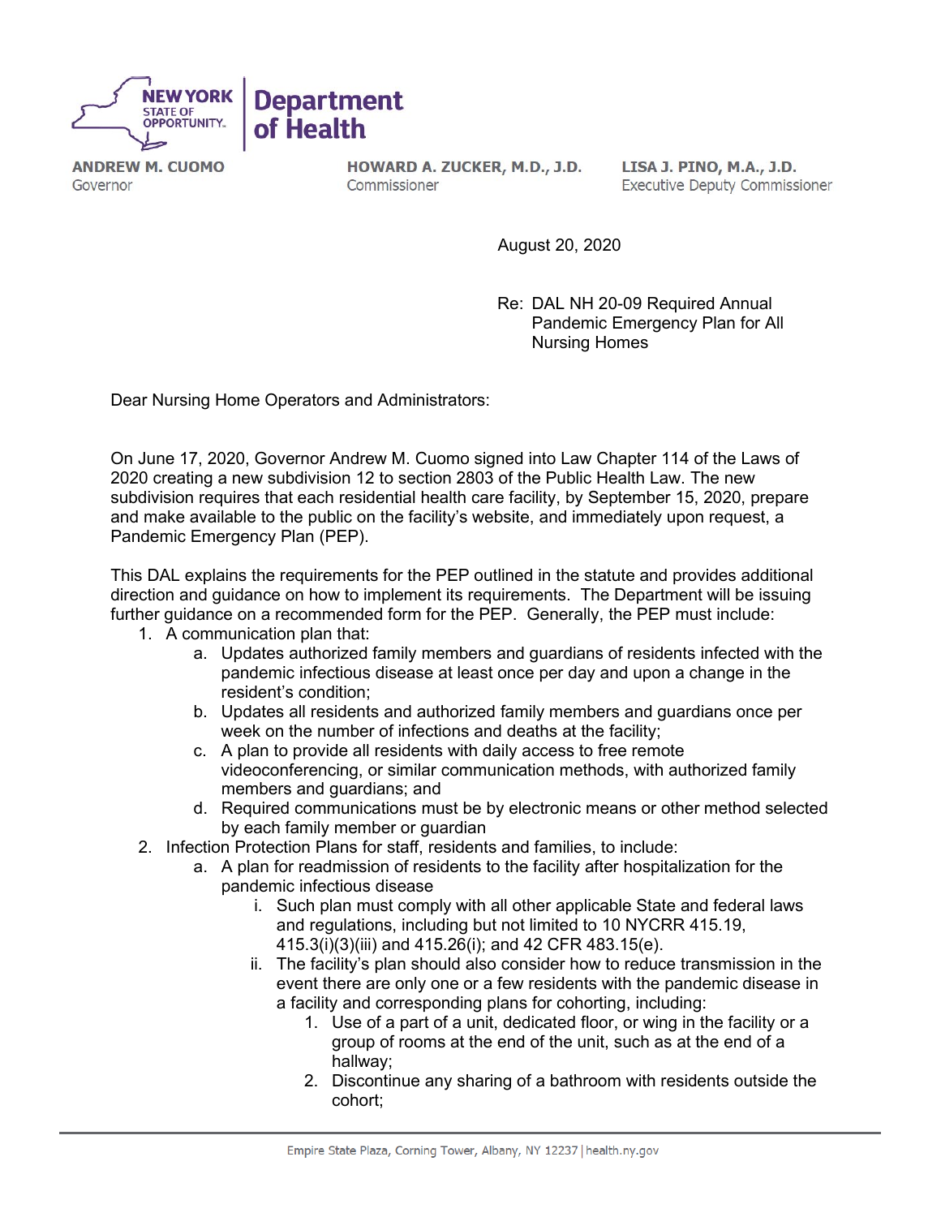NEW YORK STATE OF OPPORTUNITY. | Department of Health

**ANDREW M. CUOMO**
Governor

**HOWARD A. ZUCKER, M.D., J.D.**
Commissioner

**LISA J. PINO, M.A., J.D.**
Executive Deputy Commissioner

August 20, 2020

Re: DAL NH 20-09 Required Annual Pandemic Emergency Plan for All Nursing Homes

Dear Nursing Home Operators and Administrators:

On June 17, 2020, Governor Andrew M. Cuomo signed into Law Chapter 114 of the Laws of 2020 creating a new subdivision 12 to section 2803 of the Public Health Law. The new subdivision requires that each residential health care facility, by September 15, 2020, prepare and make available to the public on the facility's website, and immediately upon request, a Pandemic Emergency Plan (PEP).

This DAL explains the requirements for the PEP outlined in the statute and provides additional direction and guidance on how to implement its requirements. The Department will be issuing further guidance on a recommended form for the PEP. Generally, the PEP must include:

1. A communication plan that:
    a. Updates authorized family members and guardians of residents infected with the pandemic infectious disease at least once per day and upon a change in the resident's condition;
    b. Updates all residents and authorized family members and guardians once per week on the number of infections and deaths at the facility;
    c. A plan to provide all residents with daily access to free remote videoconferencing, or similar communication methods, with authorized family members and guardians; and
    d. Required communications must be by electronic means or other method selected by each family member or guardian
2. Infection Protection Plans for staff, residents and families, to include:
    a. A plan for readmission of residents to the facility after hospitalization for the pandemic infectious disease
        i. Such plan must comply with all other applicable State and federal laws and regulations, including but not limited to 10 NYCRR 415.19, 415.3(i)(3)(iii) and 415.26(i); and 42 CFR 483.15(e).
        ii. The facility's plan should also consider how to reduce transmission in the event there are only one or a few residents with the pandemic disease in a facility and corresponding plans for cohorting, including:
            1. Use of a part of a unit, dedicated floor, or wing in the facility or a group of rooms at the end of the unit, such as at the end of a hallway;
            2. Discontinue any sharing of a bathroom with residents outside the cohort;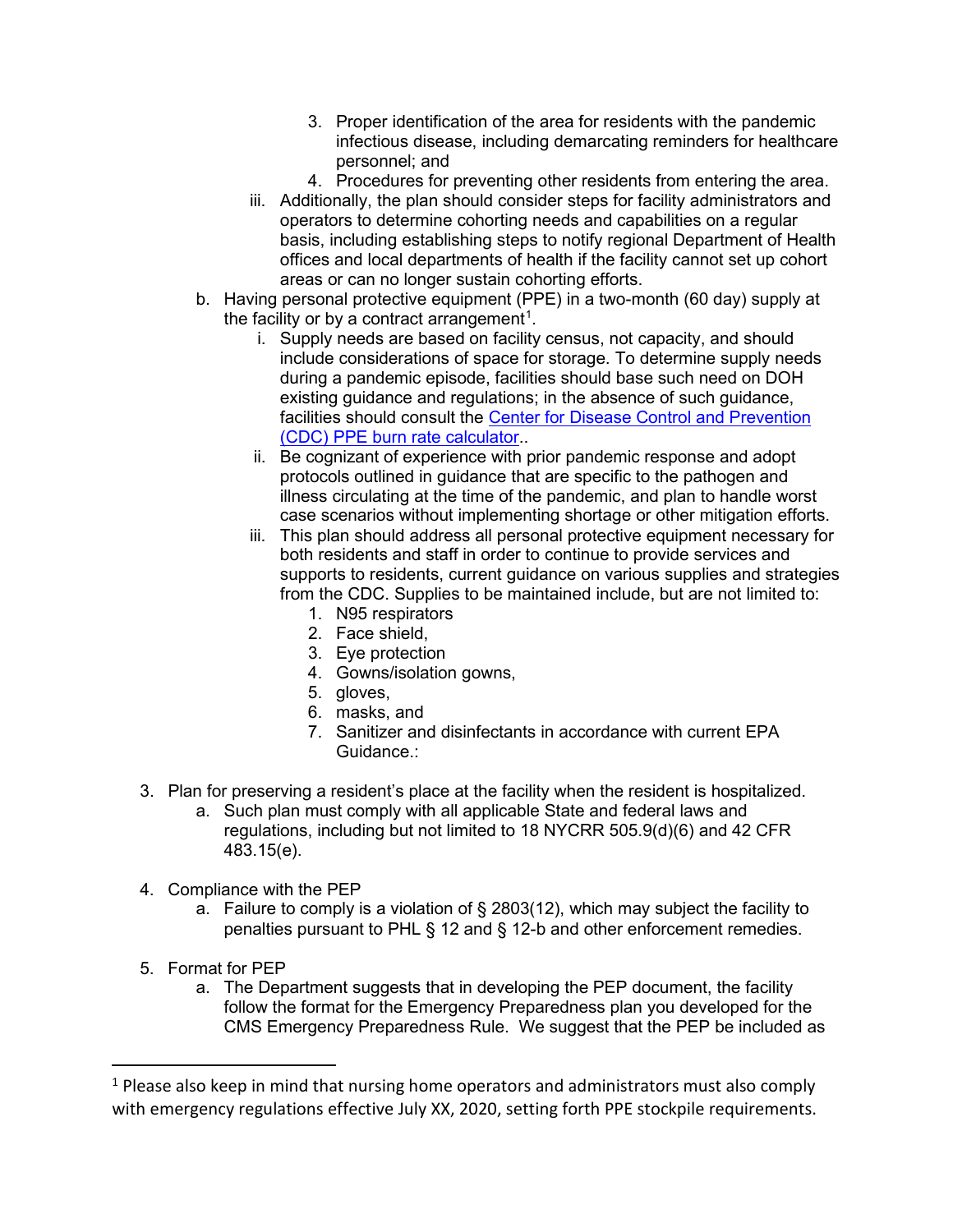3. Proper identification of the area for residents with the pandemic infectious disease, including demarcating reminders for healthcare personnel; and
4. Procedures for preventing other residents from entering the area.

iii. Additionally, the plan should consider steps for facility administrators and operators to determine cohorting needs and capabilities on a regular basis, including establishing steps to notify regional Department of Health offices and local departments of health if the facility cannot set up cohort areas or can no longer sustain cohorting efforts.

b. Having personal protective equipment (PPE) in a two-month (60 day) supply at the facility or by a contract arrangement[1].

   i. Supply needs are based on facility census, not capacity, and should include considerations of space for storage. To determine supply needs during a pandemic episode, facilities should base such need on DOH existing guidance and regulations; in the absence of such guidance, facilities should consult the [Center for Disease Control and Prevention (CDC) PPE burn rate calculator]..

   ii. Be cognizant of experience with prior pandemic response and adopt protocols outlined in guidance that are specific to the pathogen and illness circulating at the time of the pandemic, and plan to handle worst case scenarios without implementing shortage or other mitigation efforts.

   iii. This plan should address all personal protective equipment necessary for both residents and staff in order to continue to provide services and supports to residents, current guidance on various supplies and strategies from the CDC. Supplies to be maintained include, but are not limited to:
      1. N95 respirators
      2. Face shield,
      3. Eye protection
      4. Gowns/isolation gowns,
      5. gloves,
      6. masks, and
      7. Sanitizer and disinfectants in accordance with current EPA Guidance.:

3. Plan for preserving a resident's place at the facility when the resident is hospitalized.
   a. Such plan must comply with all applicable State and federal laws and regulations, including but not limited to 18 NYCRR 505.9(d)(6) and 42 CFR 483.15(e).

4. Compliance with the PEP
   a. Failure to comply is a violation of § 2803(12), which may subject the facility to penalties pursuant to PHL § 12 and § 12-b and other enforcement remedies.

5. Format for PEP
   a. The Department suggests that in developing the PEP document, the facility follow the format for the Emergency Preparedness plan you developed for the CMS Emergency Preparedness Rule. We suggest that the PEP be included as

---

[1] Please also keep in mind that nursing home operators and administrators must also comply with emergency regulations effective July XX, 2020, setting forth PPE stockpile requirements.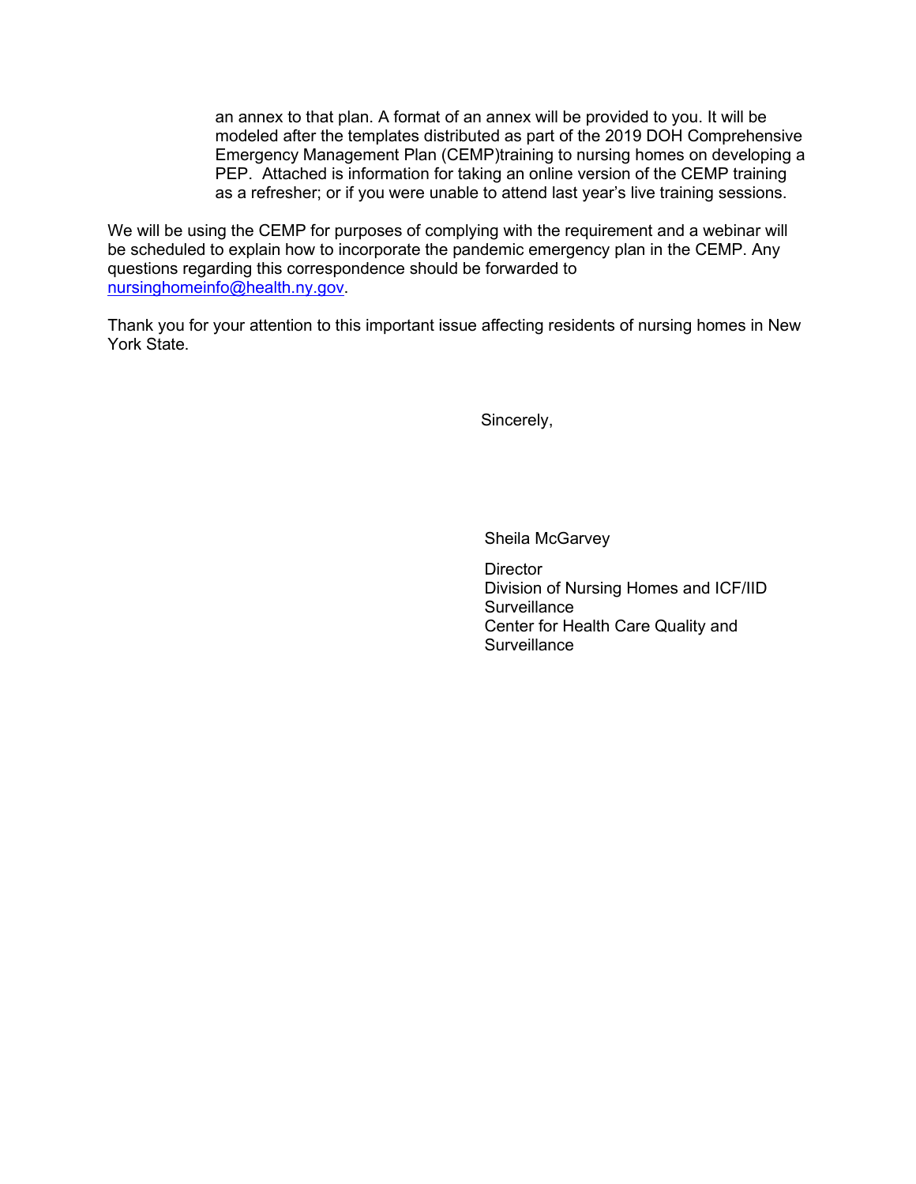an annex to that plan. A format of an annex will be provided to you. It will be modeled after the templates distributed as part of the 2019 DOH Comprehensive Emergency Management Plan (CEMP)training to nursing homes on developing a PEP. Attached is information for taking an online version of the CEMP training as a refresher; or if you were unable to attend last year's live training sessions.

We will be using the CEMP for purposes of complying with the requirement and a webinar will be scheduled to explain how to incorporate the pandemic emergency plan in the CEMP. Any questions regarding this correspondence should be forwarded to nursinghomeinfo@health.ny.gov.

Thank you for your attention to this important issue affecting residents of nursing homes in New York State.

Sincerely,

Sheila McGarvey

Director
Division of Nursing Homes and ICF/IID Surveillance
Center for Health Care Quality and Surveillance